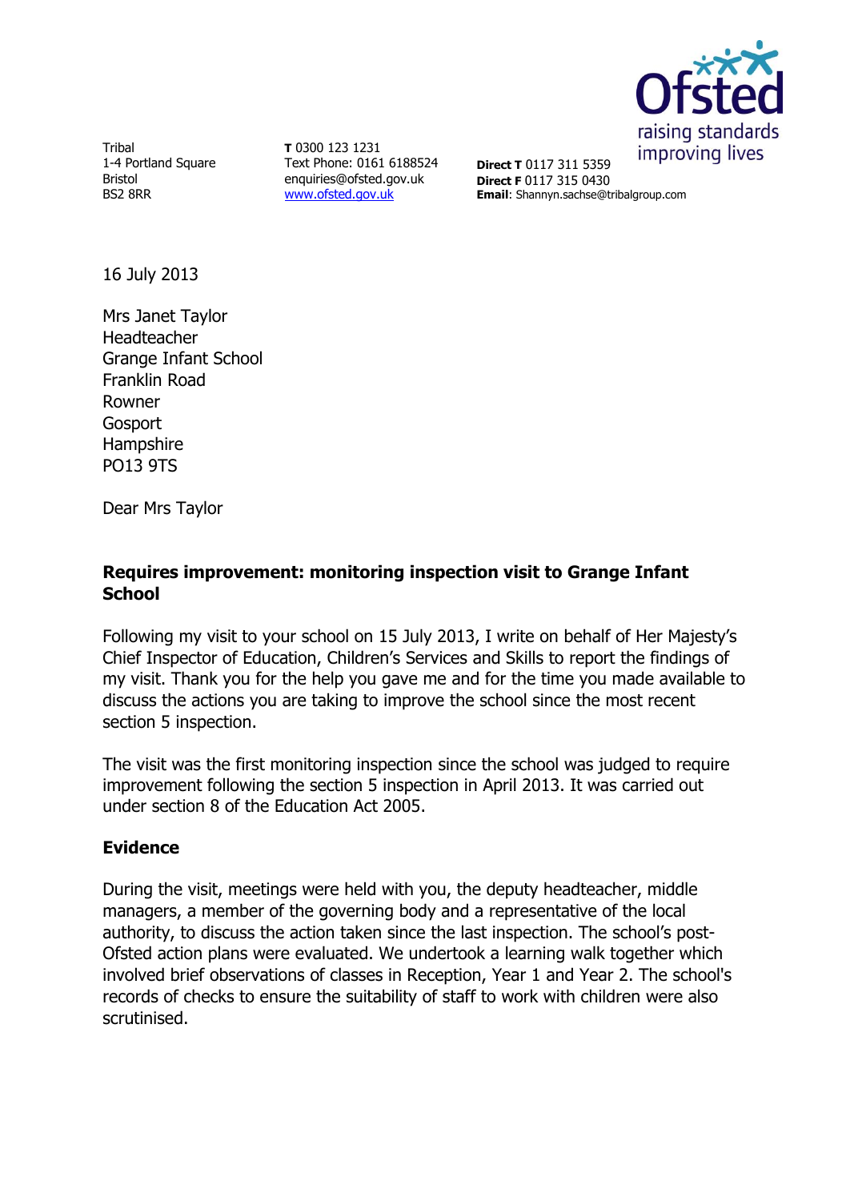Tribal
1-4 Portland Square
Bristol
BS2 8RR

**T** 0300 123 1231
Text Phone: 0161 6188524
enquiries@ofsted.gov.uk
www.ofsted.gov.uk

**Direct T** 0117 311 5359
**Direct F** 0117 315 0430
**Email**: Shannyn.sachse@tribalgroup.com

16 July 2013

Mrs Janet Taylor
Headteacher
Grange Infant School
Franklin Road
Rowner
Gosport
Hampshire
PO13 9TS

Dear Mrs Taylor

**Requires improvement: monitoring inspection visit to Grange Infant School**

Following my visit to your school on 15 July 2013, I write on behalf of Her Majesty's Chief Inspector of Education, Children's Services and Skills to report the findings of my visit. Thank you for the help you gave me and for the time you made available to discuss the actions you are taking to improve the school since the most recent section 5 inspection.

The visit was the first monitoring inspection since the school was judged to require improvement following the section 5 inspection in April 2013. It was carried out under section 8 of the Education Act 2005.

## Evidence

During the visit, meetings were held with you, the deputy headteacher, middle managers, a member of the governing body and a representative of the local authority, to discuss the action taken since the last inspection. The school's post-Ofsted action plans were evaluated. We undertook a learning walk together which involved brief observations of classes in Reception, Year 1 and Year 2. The school's records of checks to ensure the suitability of staff to work with children were also scrutinised.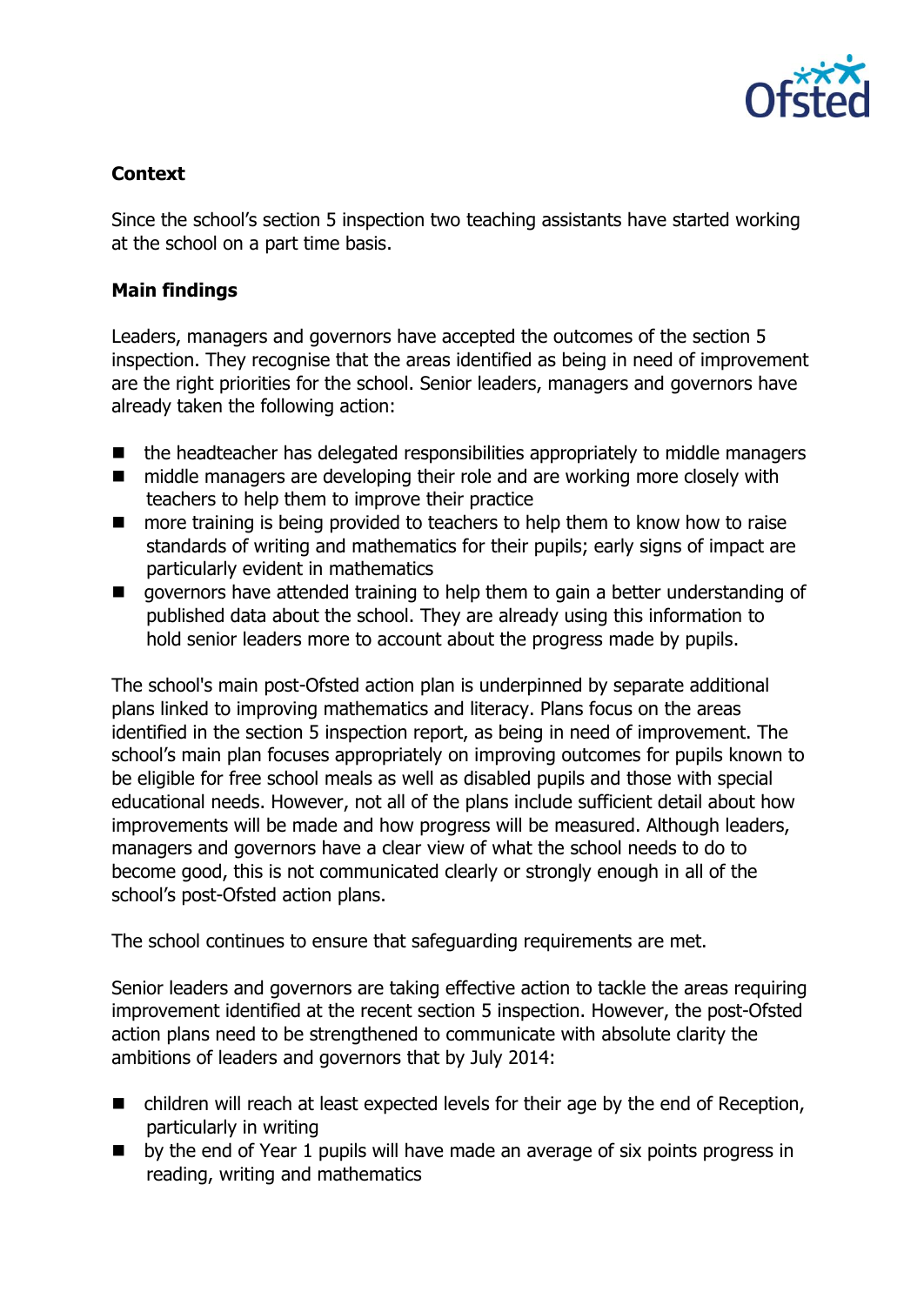### Context

Since the school's section 5 inspection two teaching assistants have started working at the school on a part time basis.

### Main findings

Leaders, managers and governors have accepted the outcomes of the section 5 inspection. They recognise that the areas identified as being in need of improvement are the right priorities for the school. Senior leaders, managers and governors have already taken the following action:

- the headteacher has delegated responsibilities appropriately to middle managers
- middle managers are developing their role and are working more closely with teachers to help them to improve their practice
- more training is being provided to teachers to help them to know how to raise standards of writing and mathematics for their pupils; early signs of impact are particularly evident in mathematics
- governors have attended training to help them to gain a better understanding of published data about the school. They are already using this information to hold senior leaders more to account about the progress made by pupils.

The school's main post-Ofsted action plan is underpinned by separate additional plans linked to improving mathematics and literacy. Plans focus on the areas identified in the section 5 inspection report, as being in need of improvement. The school's main plan focuses appropriately on improving outcomes for pupils known to be eligible for free school meals as well as disabled pupils and those with special educational needs. However, not all of the plans include sufficient detail about how improvements will be made and how progress will be measured. Although leaders, managers and governors have a clear view of what the school needs to do to become good, this is not communicated clearly or strongly enough in all of the school's post-Ofsted action plans.

The school continues to ensure that safeguarding requirements are met.

Senior leaders and governors are taking effective action to tackle the areas requiring improvement identified at the recent section 5 inspection. However, the post-Ofsted action plans need to be strengthened to communicate with absolute clarity the ambitions of leaders and governors that by July 2014:

- children will reach at least expected levels for their age by the end of Reception, particularly in writing
- by the end of Year 1 pupils will have made an average of six points progress in reading, writing and mathematics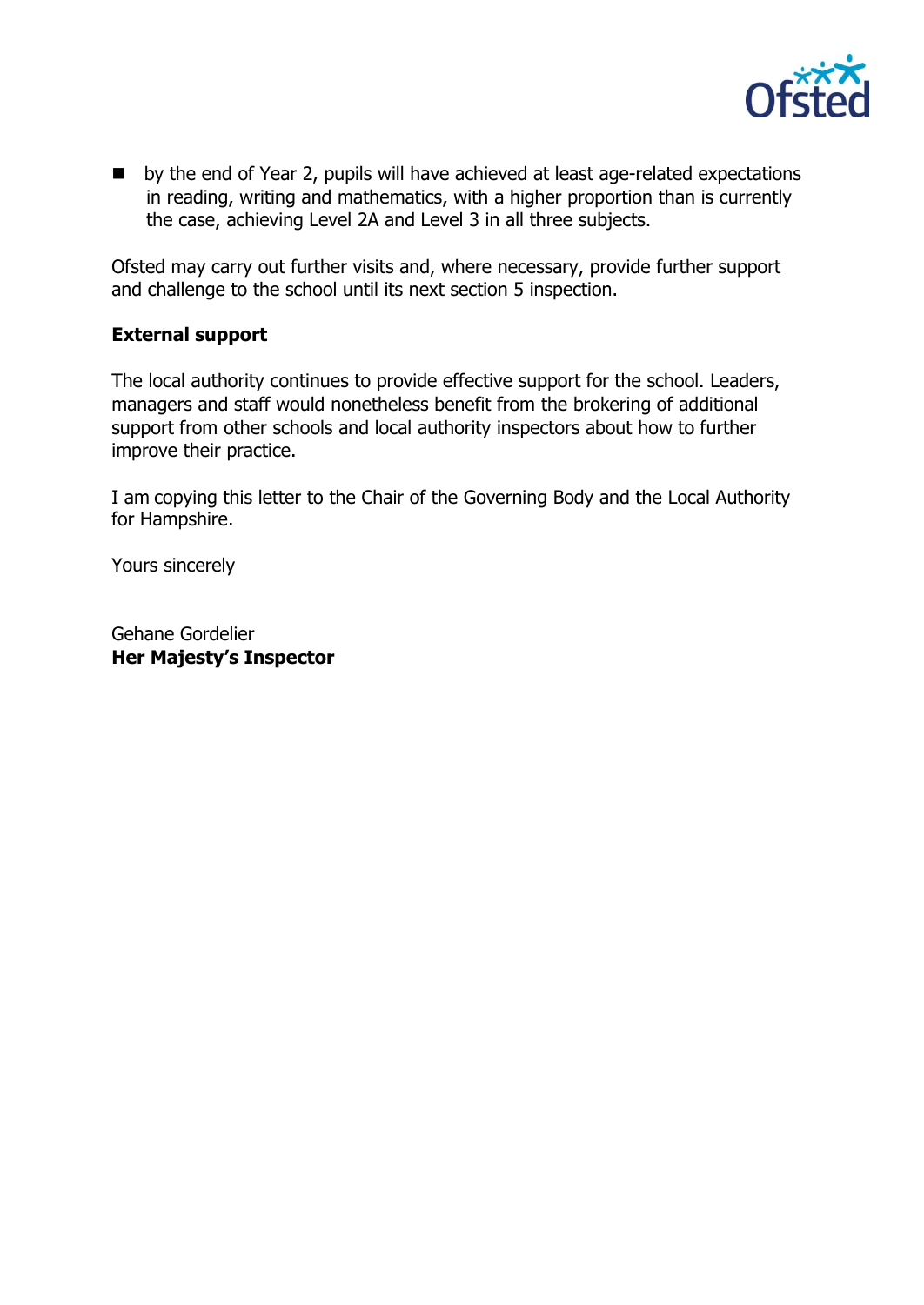- by the end of Year 2, pupils will have achieved at least age-related expectations in reading, writing and mathematics, with a higher proportion than is currently the case, achieving Level 2A and Level 3 in all three subjects.

Ofsted may carry out further visits and, where necessary, provide further support and challenge to the school until its next section 5 inspection.

**External support**

The local authority continues to provide effective support for the school. Leaders, managers and staff would nonetheless benefit from the brokering of additional support from other schools and local authority inspectors about how to further improve their practice.

I am copying this letter to the Chair of the Governing Body and the Local Authority for Hampshire.

Yours sincerely

Gehane Gordelier
**Her Majesty's Inspector**